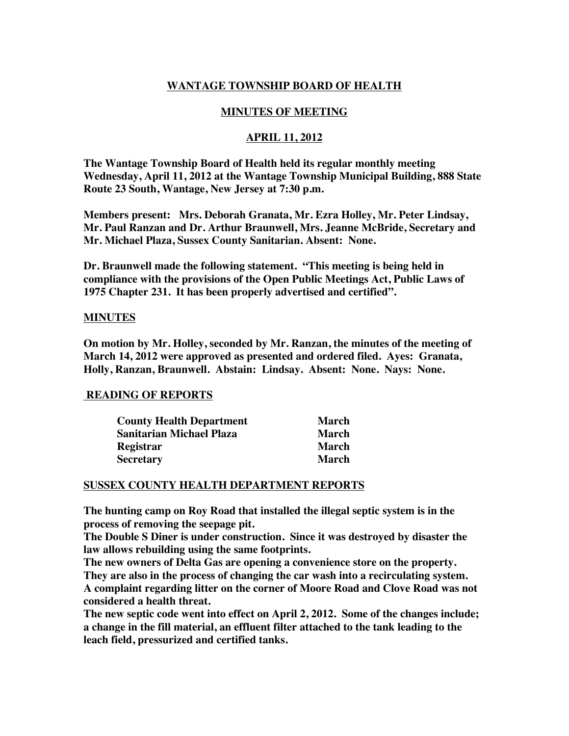# WANTAGE TOWNSHIP BOARD OF HEALTH

## MINUTES OF MEETING

## APRIL 11, 2012

**The Wantage Township Board of Health held its regular monthly meeting Wednesday, April 11, 2012 at the Wantage Township Municipal Building, 888 State Route 23 South, Wantage, New Jersey at 7:30 p.m.**

**Members present: Mrs. Deborah Granata, Mr. Ezra Holley, Mr. Peter Lindsay, Mr. Paul Ranzan and Dr. Arthur Braunwell, Mrs. Jeanne McBride, Secretary and Mr. Michael Plaza, Sussex County Sanitarian. Absent: None.**

**Dr. Braunwell made the following statement. "This meeting is being held in compliance with the provisions of the Open Public Meetings Act, Public Laws of 1975 Chapter 231. It has been properly advertised and certified".**

### MINUTES

**On motion by Mr. Holley, seconded by Mr. Ranzan, the minutes of the meeting of March 14, 2012 were approved as presented and ordered filed. Ayes: Granata, Holly, Ranzan, Braunwell. Abstain: Lindsay. Absent: None. Nays: None.**

### READING OF REPORTS

| | |
|---|---|
| **County Health Department** | **March** |
| **Sanitarian Michael Plaza** | **March** |
| **Registrar** | **March** |
| **Secretary** | **March** |

### SUSSEX COUNTY HEALTH DEPARTMENT REPORTS

**The hunting camp on Roy Road that installed the illegal septic system is in the process of removing the seepage pit.**

**The Double S Diner is under construction. Since it was destroyed by disaster the law allows rebuilding using the same footprints.**

**The new owners of Delta Gas are opening a convenience store on the property. They are also in the process of changing the car wash into a recirculating system.**

**A complaint regarding litter on the corner of Moore Road and Clove Road was not considered a health threat.**

**The new septic code went into effect on April 2, 2012. Some of the changes include; a change in the fill material, an effluent filter attached to the tank leading to the leach field, pressurized and certified tanks.**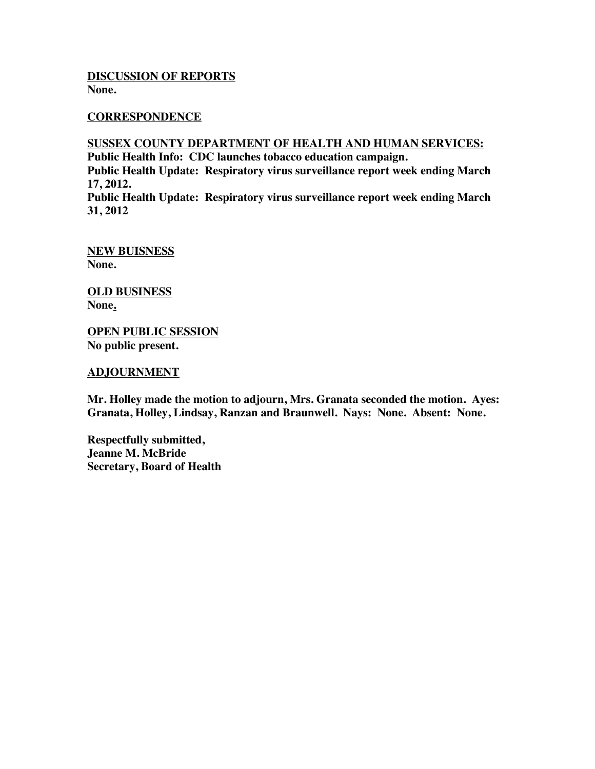**DISCUSSION OF REPORTS**
**None.**

**CORRESPONDENCE**

**SUSSEX COUNTY DEPARTMENT OF HEALTH AND HUMAN SERVICES:**
**Public Health Info: CDC launches tobacco education campaign.**
**Public Health Update: Respiratory virus surveillance report week ending March 17, 2012.**
**Public Health Update: Respiratory virus surveillance report week ending March 31, 2012**

**NEW BUISNESS**
**None.**

**OLD BUSINESS**
**None.**

**OPEN PUBLIC SESSION**
**No public present.**

**ADJOURNMENT**

**Mr. Holley made the motion to adjourn, Mrs. Granata seconded the motion. Ayes: Granata, Holley, Lindsay, Ranzan and Braunwell. Nays: None. Absent: None.**

**Respectfully submitted,**
**Jeanne M. McBride**
**Secretary, Board of Health**